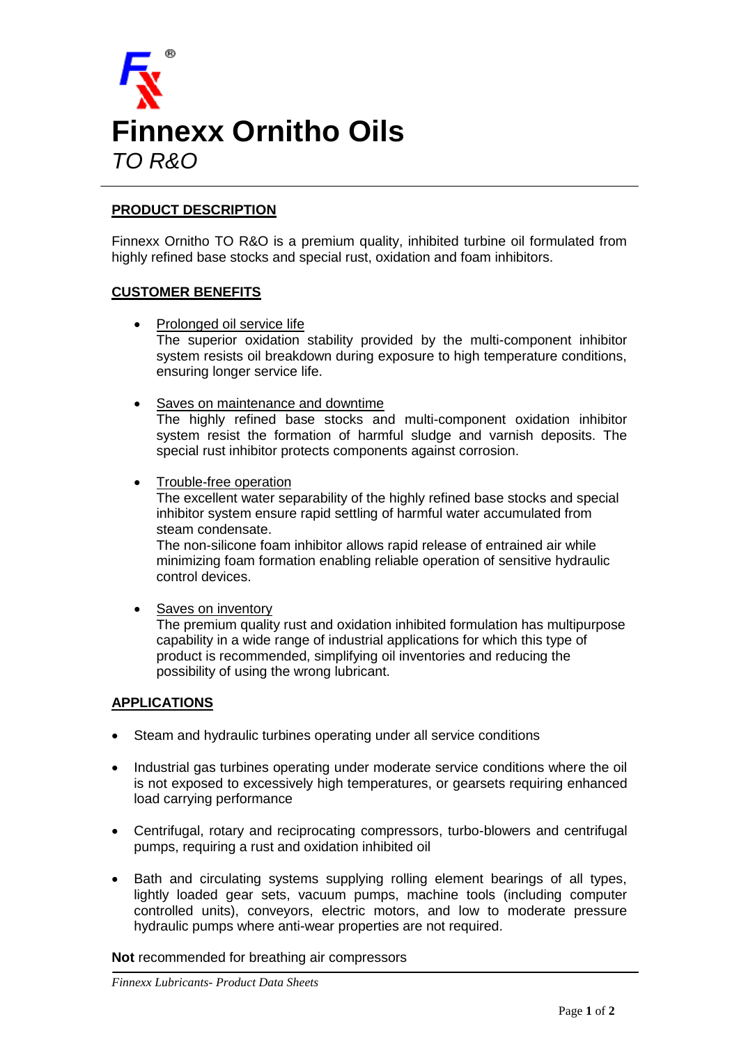# Finnexx Ornitho Oils

*TO R&O*

## PRODUCT DESCRIPTION

Finnexx Ornitho TO R&O is a premium quality, inhibited turbine oil formulated from highly refined base stocks and special rust, oxidation and foam inhibitors.

## CUSTOMER BENEFITS

- Prolonged oil service life
  The superior oxidation stability provided by the multi-component inhibitor system resists oil breakdown during exposure to high temperature conditions, ensuring longer service life.

- Saves on maintenance and downtime
  The highly refined base stocks and multi-component oxidation inhibitor system resist the formation of harmful sludge and varnish deposits. The special rust inhibitor protects components against corrosion.

- Trouble-free operation
  The excellent water separability of the highly refined base stocks and special inhibitor system ensure rapid settling of harmful water accumulated from steam condensate.
  The non-silicone foam inhibitor allows rapid release of entrained air while minimizing foam formation enabling reliable operation of sensitive hydraulic control devices.

- Saves on inventory
  The premium quality rust and oxidation inhibited formulation has multipurpose capability in a wide range of industrial applications for which this type of product is recommended, simplifying oil inventories and reducing the possibility of using the wrong lubricant.

## APPLICATIONS

- Steam and hydraulic turbines operating under all service conditions
- Industrial gas turbines operating under moderate service conditions where the oil is not exposed to excessively high temperatures, or gearsets requiring enhanced load carrying performance
- Centrifugal, rotary and reciprocating compressors, turbo-blowers and centrifugal pumps, requiring a rust and oxidation inhibited oil
- Bath and circulating systems supplying rolling element bearings of all types, lightly loaded gear sets, vacuum pumps, machine tools (including computer controlled units), conveyors, electric motors, and low to moderate pressure hydraulic pumps where anti-wear properties are not required.

**Not** recommended for breathing air compressors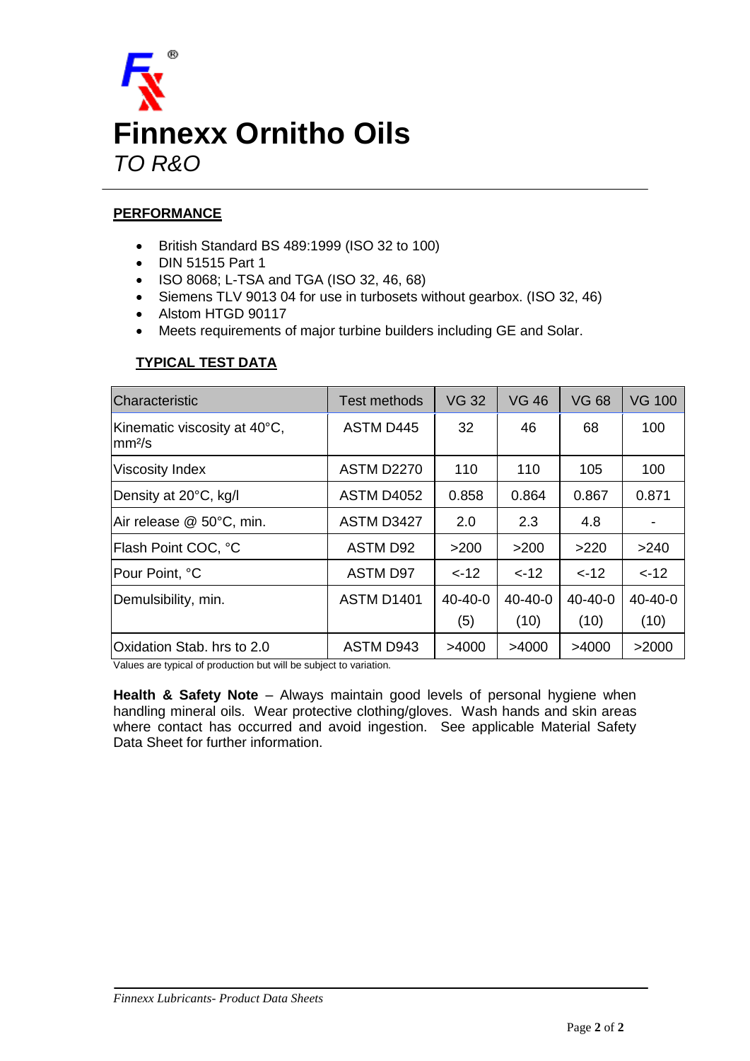# Finnexx Ornitho Oils

*TO R&O*

---

**PERFORMANCE**

- British Standard BS 489:1999 (ISO 32 to 100)
- DIN 51515 Part 1
- ISO 8068; L-TSA and TGA (ISO 32, 46, 68)
- Siemens TLV 9013 04 for use in turbosets without gearbox. (ISO 32, 46)
- Alstom HTGD 90117
- Meets requirements of major turbine builders including GE and Solar.

**TYPICAL TEST DATA**

| Characteristic | Test methods | VG 32 | VG 46 | VG 68 | VG 100 |
|---|---|---|---|---|---|
| Kinematic viscosity at 40°C, $mm^2/s$ | ASTM D445 | 32 | 46 | 68 | 100 |
| Viscosity Index | ASTM D2270 | 110 | 110 | 105 | 100 |
| Density at 20°C, kg/l | ASTM D4052 | 0.858 | 0.864 | 0.867 | 0.871 |
| Air release @ 50°C, min. | ASTM D3427 | 2.0 | 2.3 | 4.8 | - |
| Flash Point COC, °C | ASTM D92 | >200 | >200 | >220 | >240 |
| Pour Point, °C | ASTM D97 | <-12 | <-12 | <-12 | <-12 |
| Demulsibility, min. | ASTM D1401 | 40-40-0 (5) | 40-40-0 (10) | 40-40-0 (10) | 40-40-0 (10) |
| Oxidation Stab. hrs to 2.0 | ASTM D943 | >4000 | >4000 | >4000 | >2000 |

Values are typical of production but will be subject to variation.

**Health & Safety Note** – Always maintain good levels of personal hygiene when handling mineral oils. Wear protective clothing/gloves. Wash hands and skin areas where contact has occurred and avoid ingestion. See applicable Material Safety Data Sheet for further information.